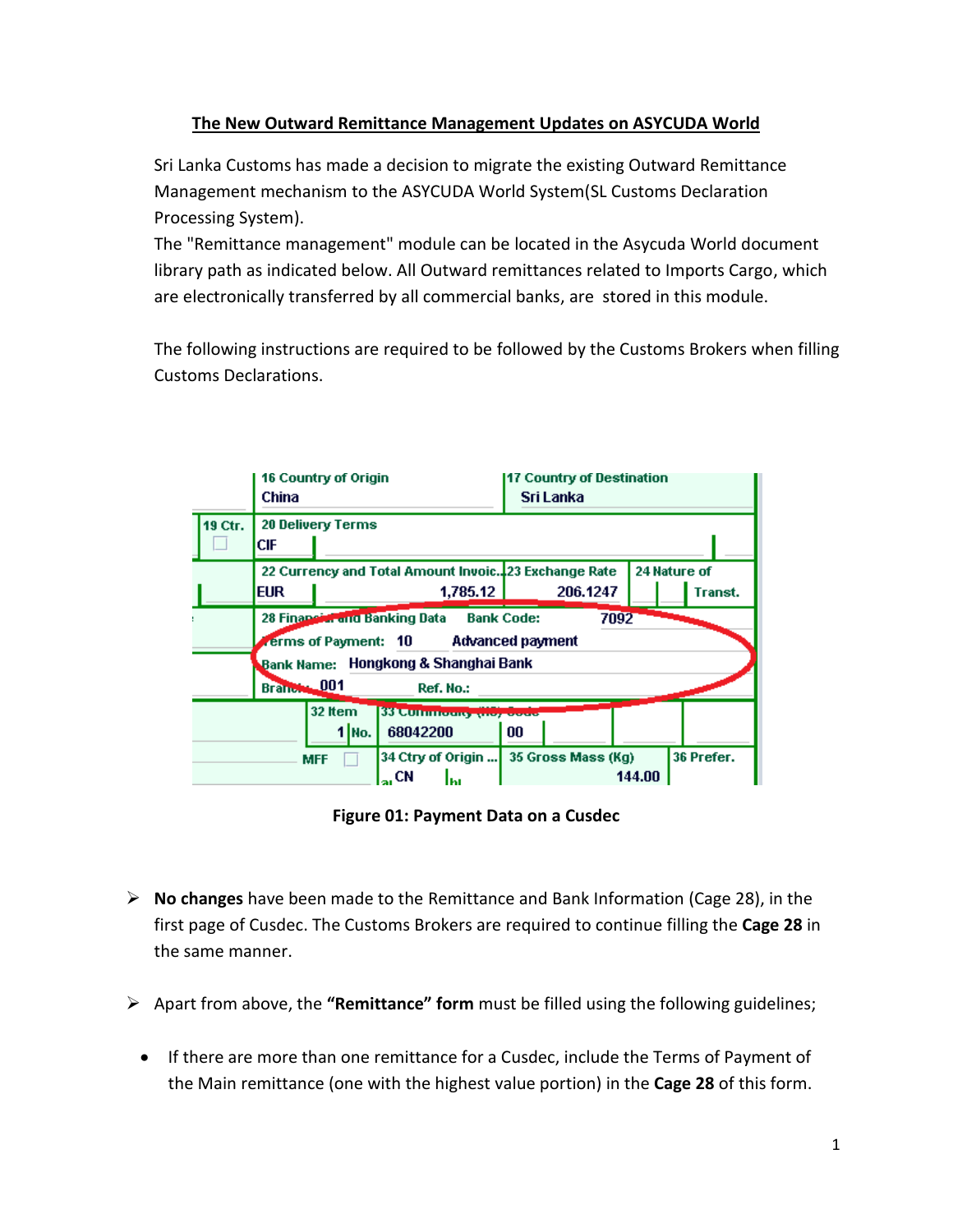# The New Outward Remittance Management Updates on ASYCUDA World

Sri Lanka Customs has made a decision to migrate the existing Outward Remittance Management mechanism to the ASYCUDA World System(SL Customs Declaration Processing System).

The "Remittance management" module can be located in the Asycuda World document library path as indicated below. All Outward remittances related to Imports Cargo, which are electronically transferred by all commercial banks, are stored in this module.

The following instructions are required to be followed by the Customs Brokers when filling Customs Declarations.

**Figure 01: Payment Data on a Cusdec**

- **No changes** have been made to the Remittance and Bank Information (Cage 28), in the first page of Cusdec. The Customs Brokers are required to continue filling the **Cage 28** in the same manner.
- Apart from above, the **"Remittance" form** must be filled using the following guidelines;
  - If there are more than one remittance for a Cusdec, include the Terms of Payment of the Main remittance (one with the highest value portion) in the **Cage 28** of this form.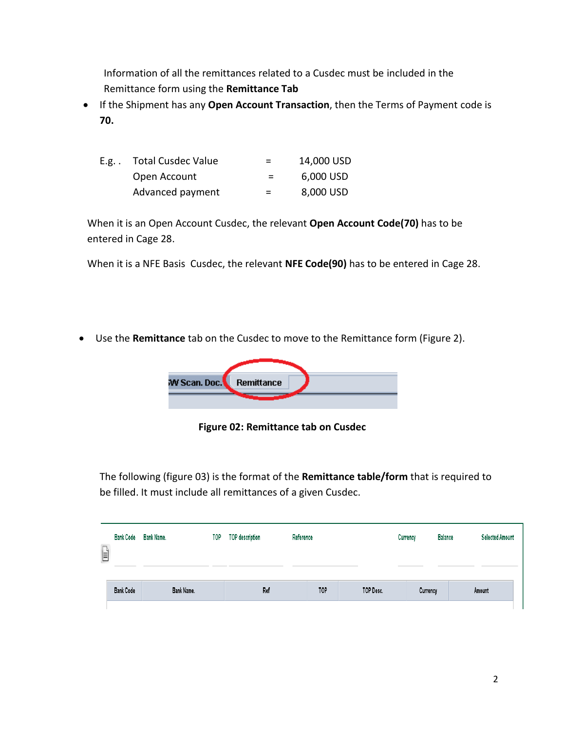Information of all the remittances related to a Cusdec must be included in the Remittance form using the **Remittance Tab**

- If the Shipment has any **Open Account Transaction**, then the Terms of Payment code is **70.**

| E.g. . | | | |
|---|---|---|---|
| | Total Cusdec Value | = | 14,000 USD |
| | Open Account | = | 6,000 USD |
| | Advanced payment | = | 8,000 USD |

When it is an Open Account Cusdec, the relevant **Open Account Code(70)** has to be entered in Cage 28.

When it is a NFE Basis Cusdec, the relevant **NFE Code(90)** has to be entered in Cage 28.

- Use the **Remittance** tab on the Cusdec to move to the Remittance form (Figure 2).

**Figure 02: Remittance tab on Cusdec**

The following (figure 03) is the format of the **Remittance table/form** that is required to be filled. It must include all remittances of a given Cusdec.

| Bank Code | Bank Name. | TOP | TOP description | Reference | Currency | Balance | Selected Amount |
|---|---|---|---|---|---|---|---|

| Bank Code | Bank Name. | Ref | TOP | TOP Desc. | Currency | Amount |
|---|---|---|---|---|---|---|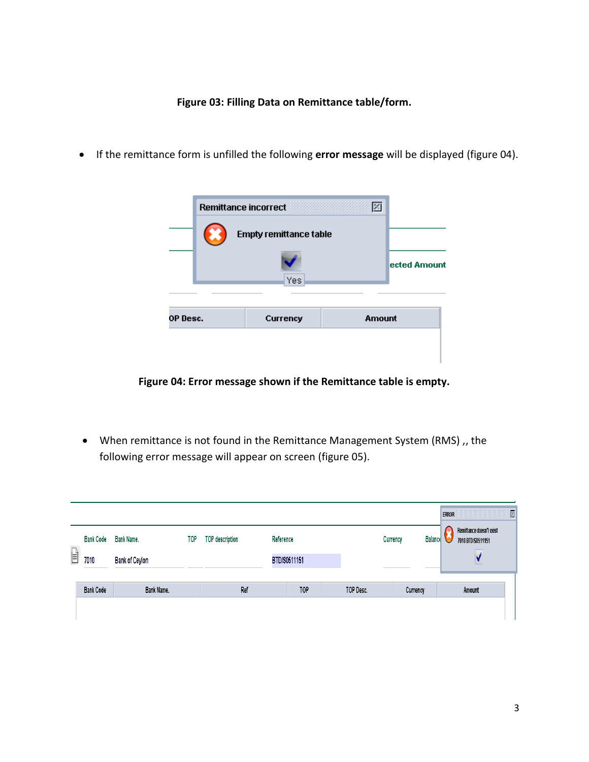**Figure 03: Filling Data on Remittance table/form.**

- If the remittance form is unfilled the following **error message** will be displayed (figure 04).

**Figure 04: Error message shown if the Remittance table is empty.**

- When remittance is not found in the Remittance Management System (RMS) ,, the following error message will appear on screen (figure 05).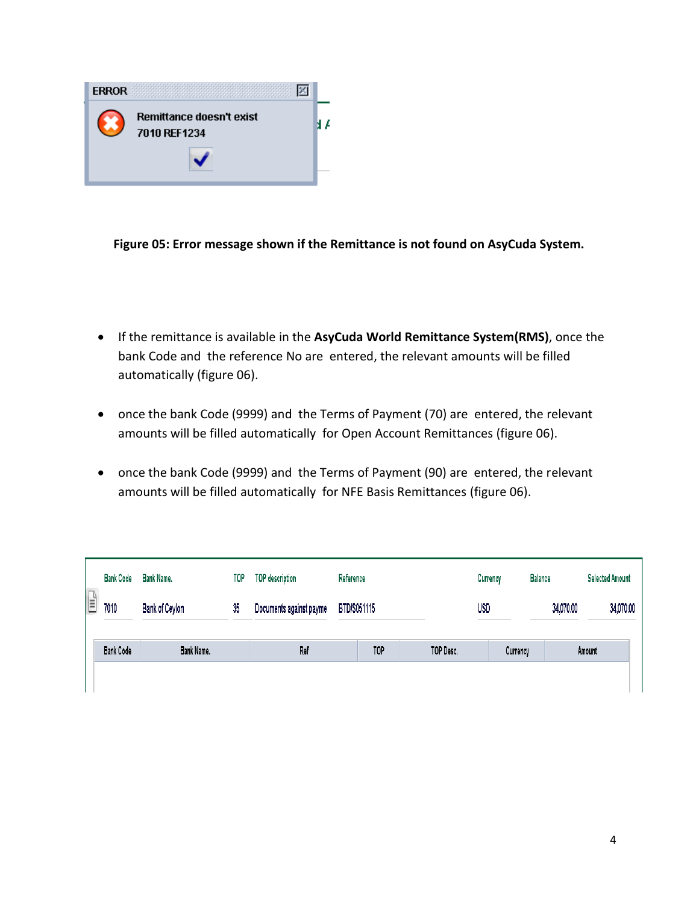ERROR

Remittance doesn't exist
7010 REF1234

**Figure 05: Error message shown if the Remittance is not found on AsyCuda System.**

- If the remittance is available in the **AsyCuda World Remittance System(RMS)**, once the bank Code and the reference No are entered, the relevant amounts will be filled automatically (figure 06).
- once the bank Code (9999) and the Terms of Payment (70) are entered, the relevant amounts will be filled automatically for Open Account Remittances (figure 06).
- once the bank Code (9999) and the Terms of Payment (90) are entered, the relevant amounts will be filled automatically for NFE Basis Remittances (figure 06).

| Bank Code | Bank Name. | TOP | TOP description | Reference | Currency | Balance | Selected Amount |
|---|---|---|---|---|---|---|---|
| 7010 | Bank of Ceylon | 35 | Documents against payme | BTD/S051115 | USD | 34,070.00 | 34,070.00 |

| Bank Code | Bank Name. | Ref | TOP | TOP Desc. | Currency | Amount |
|---|---|---|---|---|---|---|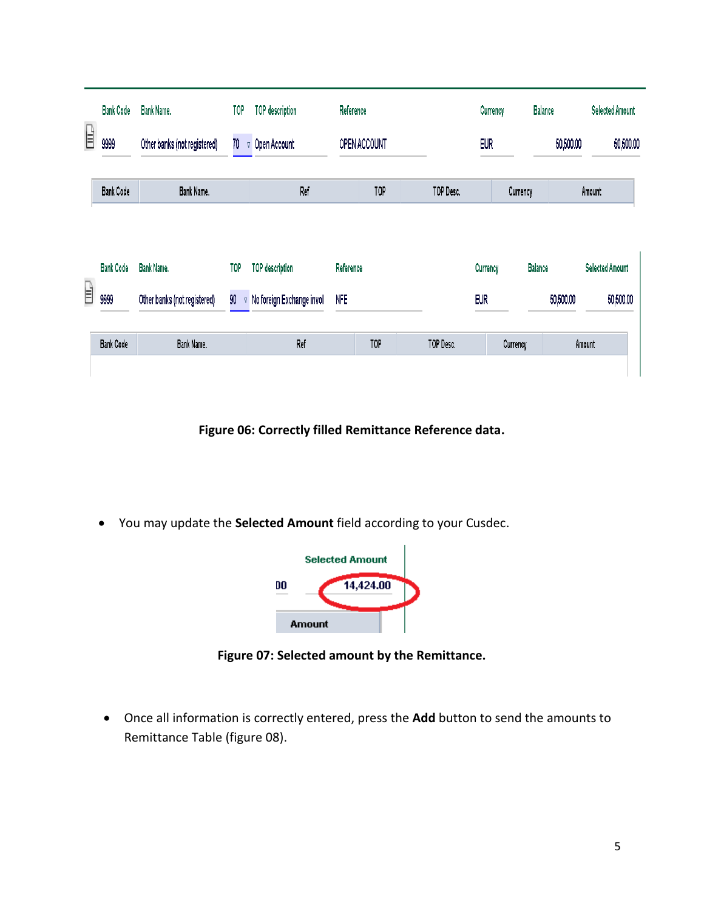| Bank Code | Bank Name. | TOP | TOP description | Reference | Currency | Balance | Selected Amount |
|---|---|---|---|---|---|---|---|
| 9999 | Other banks (not registered) | 70 | Open Account | OPEN ACCOUNT | EUR | 50,500.00 | 50,500.00 |

| Bank Code | Bank Name. | Ref | TOP | TOP Desc. | Currency | Amount |
|---|---|---|---|---|---|---|

| Bank Code | Bank Name. | TOP | TOP description | Reference | Currency | Balance | Selected Amount |
|---|---|---|---|---|---|---|---|
| 9999 | Other banks (not registered) | 90 | No foreign Exchange invol | NFE | EUR | 50,500.00 | 50,500.00 |

| Bank Code | Bank Name. | Ref | TOP | TOP Desc. | Currency | Amount |
|---|---|---|---|---|---|---|

**Figure 06: Correctly filled Remittance Reference data.**

- You may update the **Selected Amount** field according to your Cusdec.

Selected Amount: 14,424.00

**Figure 07: Selected amount by the Remittance.**

- Once all information is correctly entered, press the **Add** button to send the amounts to Remittance Table (figure 08).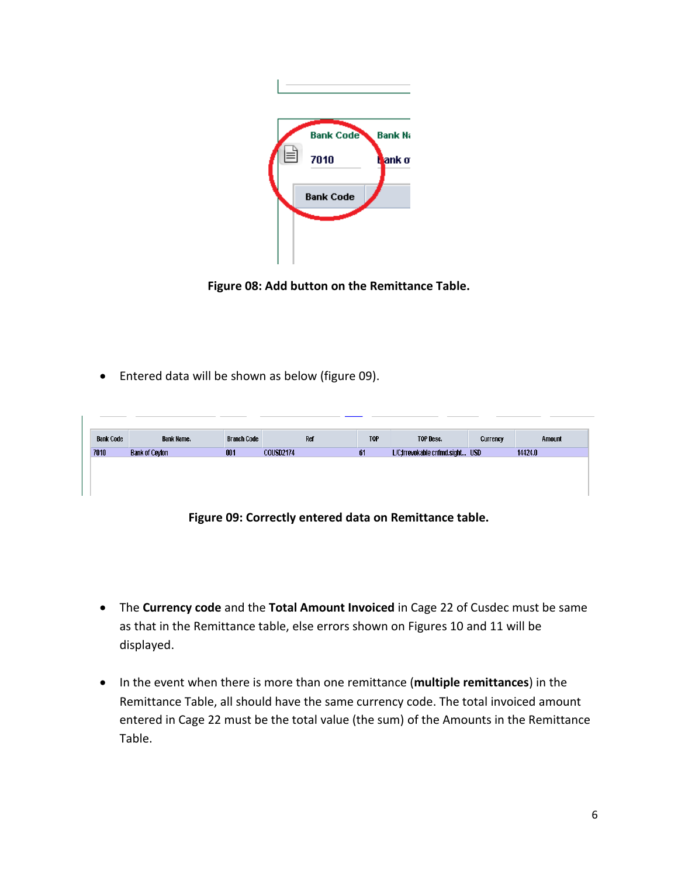Figure 08: Add button on the Remittance Table.

- Entered data will be shown as below (figure 09).

| Bank Code | Bank Name. | Branch Code | Ref | TOP | TOP Desc. | Currency | Amount |
|---|---|---|---|---|---|---|---|
| 7010 | Bank of Ceylon | 001 | COUSD2174 | 61 | L/C;Irrevokable cnfmd.sight... | USD | 14424.0 |

Figure 09: Correctly entered data on Remittance table.

- The **Currency code** and the **Total Amount Invoiced** in Cage 22 of Cusdec must be same as that in the Remittance table, else errors shown on Figures 10 and 11 will be displayed.

- In the event when there is more than one remittance (**multiple remittances**) in the Remittance Table, all should have the same currency code. The total invoiced amount entered in Cage 22 must be the total value (the sum) of the Amounts in the Remittance Table.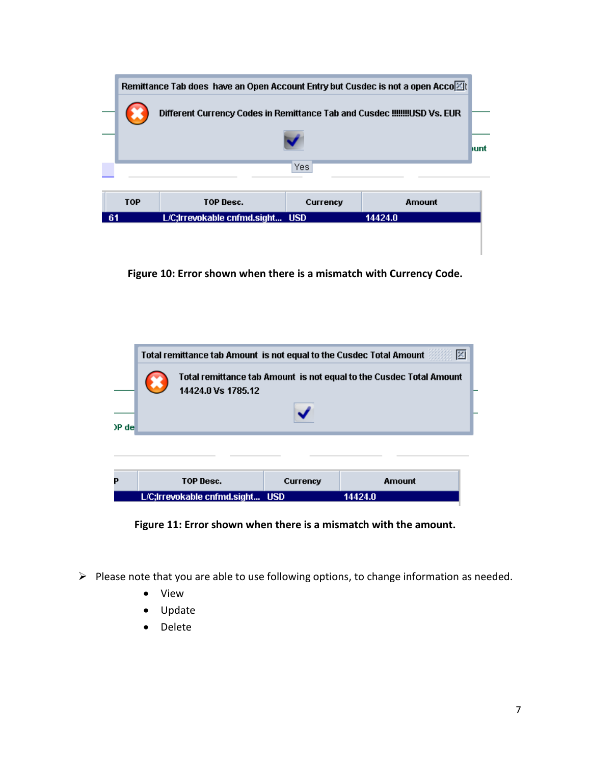Remittance Tab does have an Open Account Entry but Cusdec is not a open Account

Different Currency Codes in Remittance Tab and Cusdec !!!!!!!USD Vs. EUR

Yes

| TOP | TOP Desc. | Currency | Amount |
|---|---|---|---|
| 61 | L/C;Irrevokable cnfmd.sight... | USD | 14424.0 |

**Figure 10: Error shown when there is a mismatch with Currency Code.**

Total remittance tab Amount is not equal to the Cusdec Total Amount

Total remittance tab Amount is not equal to the Cusdec Total Amount 14424.0 Vs 1785.12

| P | TOP Desc. | Currency | Amount |
|---|---|---|---|
| | L/C;Irrevokable cnfmd.sight... | USD | 14424.0 |

**Figure 11: Error shown when there is a mismatch with the amount.**

- Please note that you are able to use following options, to change information as needed.
  - View
  - Update
  - Delete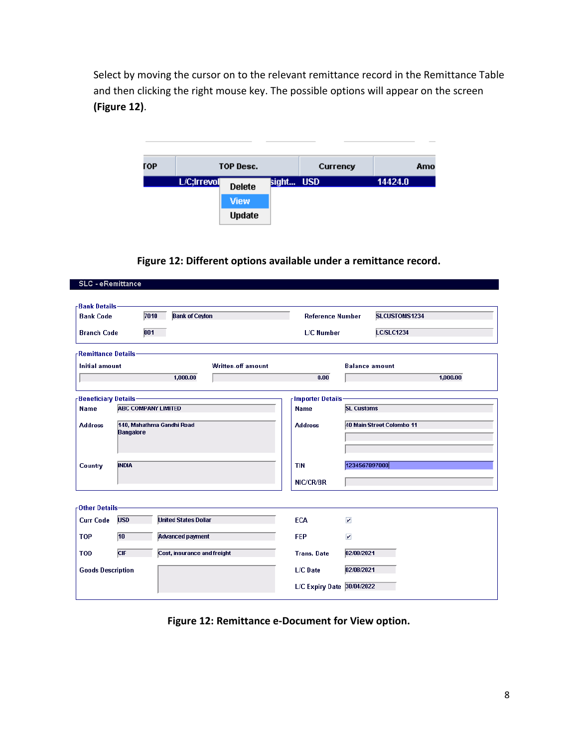Select by moving the cursor on to the relevant remittance record in the Remittance Table and then clicking the right mouse key. The possible options will appear on the screen **(Figure 12)**.

**Figure 12: Different options available under a remittance record.**

**Figure 12: Remittance e-Document for View option.**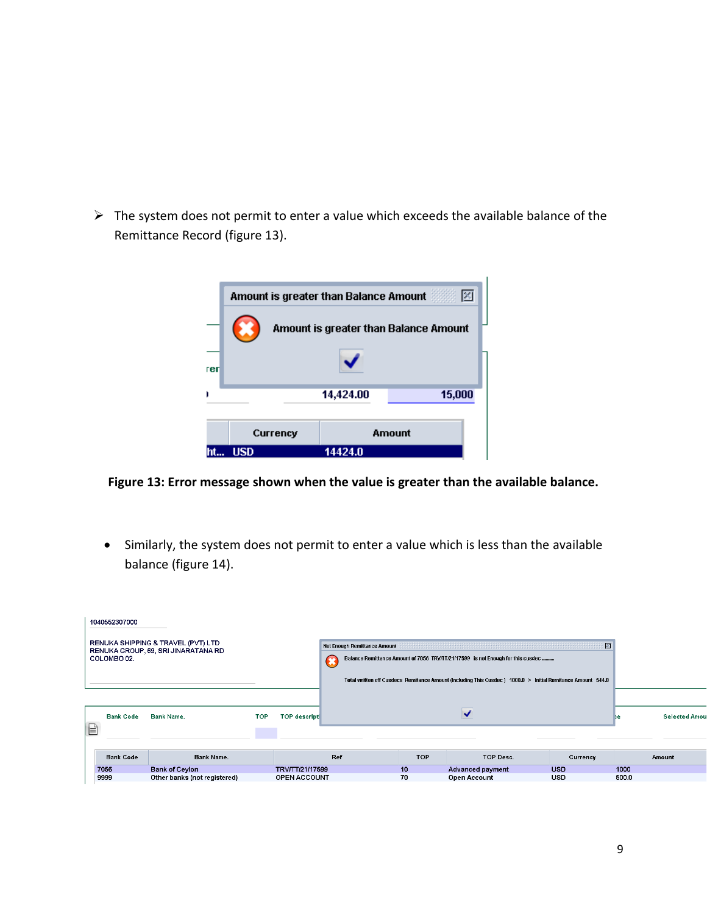- The system does not permit to enter a value which exceeds the available balance of the Remittance Record (figure 13).

**Figure 13: Error message shown when the value is greater than the available balance.**

- Similarly, the system does not permit to enter a value which is less than the available balance (figure 14).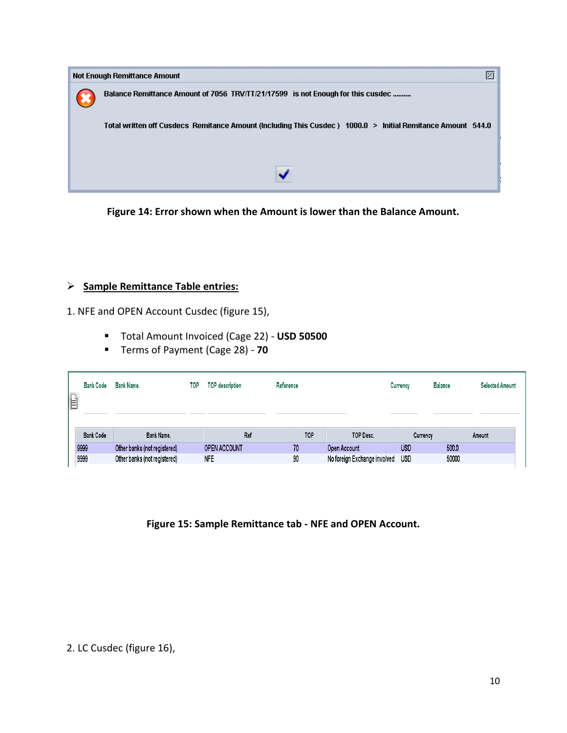Not Enough Remittance Amount

Balance Remittance Amount of 7056 TRV/TT/21/17599 is not Enough for this cusdec .........

Total written off Cusdecs Remitance Amount (Including This Cusdec ) 1000.0 > Initial Remitance Amount 544.0

**Figure 14: Error shown when the Amount is lower than the Balance Amount.**

- **Sample Remittance Table entries:**

1. NFE and OPEN Account Cusdec (figure 15),

   - Total Amount Invoiced (Cage 22) - **USD 50500**
   - Terms of Payment (Cage 28) - **70**

| Bank Code | Bank Name. | TOP | TOP description | Reference | Currency | Balance | Selected Amount |
|---|---|---|---|---|---|---|---|

| Bank Code | Bank Name. | Ref | TOP | TOP Desc. | Currency | Amount |
|---|---|---|---|---|---|---|
| 9999 | Other banks (not registered) | OPEN ACCOUNT | 70 | Open Account | USD | 500.0 |
| 9999 | Other banks (not registered) | NFE | 90 | No foreign Exchange involved | USD | 50000 |

**Figure 15: Sample Remittance tab - NFE and OPEN Account.**

2. LC Cusdec (figure 16),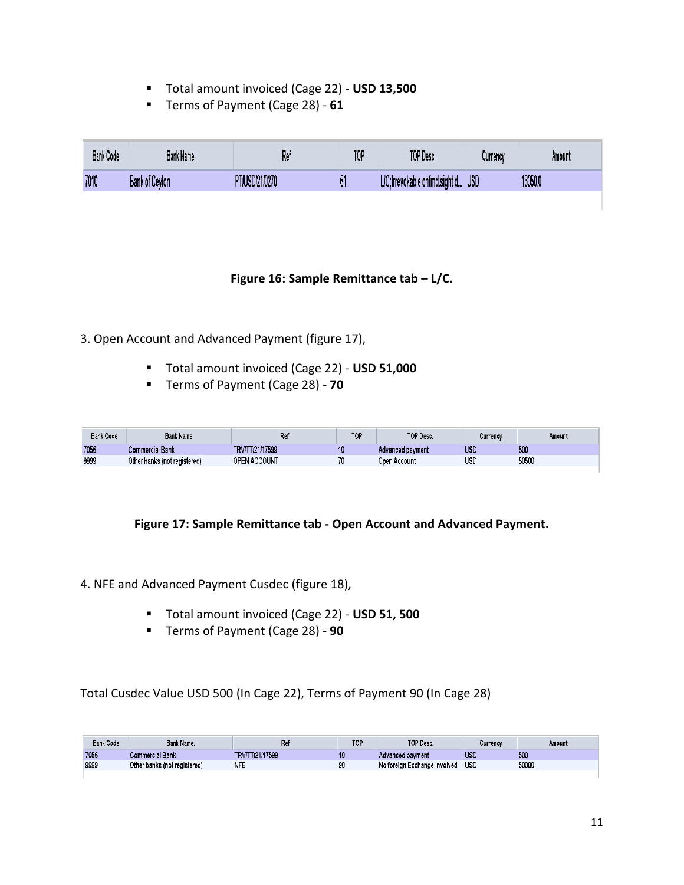- Total amount invoiced (Cage 22) - **USD 13,500**
- Terms of Payment (Cage 28) - **61**

| Bank Code | Bank Name. | Ref | TOP | TOP Desc. | Currency | Amount |
|---|---|---|---|---|---|---|
| 7010 | Bank of Ceylon | PT/USD/21/0270 | 61 | L/C;Irrevokable cnfmd.sight d... | USD | 13050.0 |

**Figure 16: Sample Remittance tab – L/C.**

3. Open Account and Advanced Payment (figure 17),

- Total amount invoiced (Cage 22) - **USD 51,000**
- Terms of Payment (Cage 28) - **70**

| Bank Code | Bank Name. | Ref | TOP | TOP Desc. | Currency | Amount |
|---|---|---|---|---|---|---|
| 7056 | Commercial Bank | TRV/TT/21/17599 | 10 | Advanced payment | USD | 500 |
| 9999 | Other banks (not registered) | OPEN ACCOUNT | 70 | Open Account | USD | 50500 |

**Figure 17: Sample Remittance tab - Open Account and Advanced Payment.**

4. NFE and Advanced Payment Cusdec (figure 18),

- Total amount invoiced (Cage 22) - **USD 51, 500**
- Terms of Payment (Cage 28) - **90**

Total Cusdec Value USD 500 (In Cage 22), Terms of Payment 90 (In Cage 28)

| Bank Code | Bank Name. | Ref | TOP | TOP Desc. | Currency | Amount |
|---|---|---|---|---|---|---|
| 7056 | Commercial Bank | TRV/TT/21/17599 | 10 | Advanced payment | USD | 500 |
| 9999 | Other banks (not registered) | NFE | 90 | No foreign Exchange involved | USD | 50000 |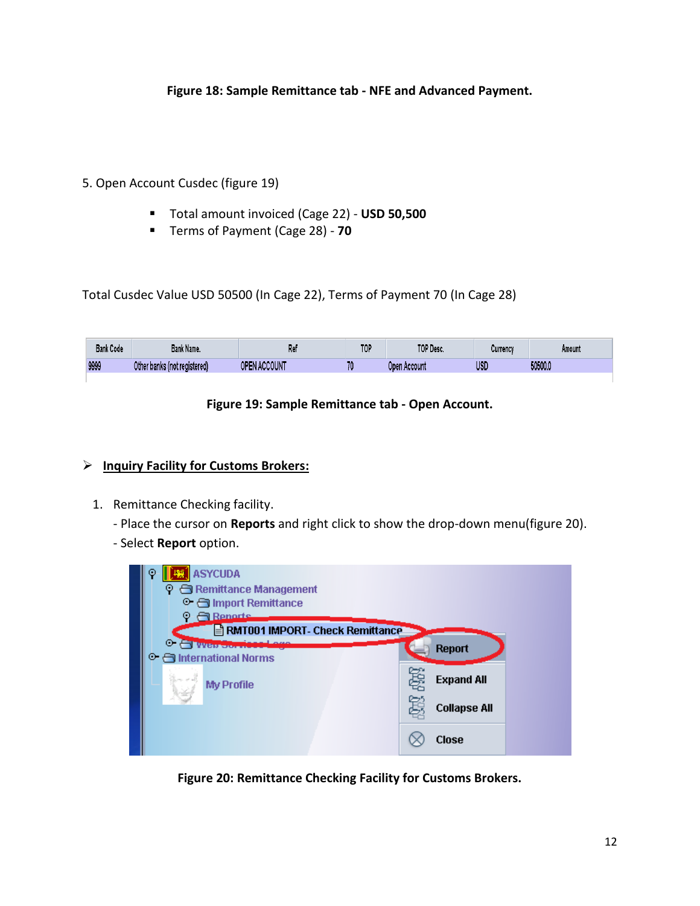**Figure 18: Sample Remittance tab - NFE and Advanced Payment.**

5. Open Account Cusdec (figure 19)

- Total amount invoiced (Cage 22) - **USD 50,500**
- Terms of Payment (Cage 28) - **70**

Total Cusdec Value USD 50500 (In Cage 22), Terms of Payment 70 (In Cage 28)

| Bank Code | Bank Name. | Ref | TOP | TOP Desc. | Currency | Amount |
|---|---|---|---|---|---|---|
| 9999 | Other banks (not registered) | OPEN ACCOUNT | 70 | Open Account | USD | 50500.0 |

**Figure 19: Sample Remittance tab - Open Account.**

- **Inquiry Facility for Customs Brokers:**

1. Remittance Checking facility.
   - Place the cursor on **Reports** and right click to show the drop-down menu(figure 20).
   - Select **Report** option.

**Figure 20: Remittance Checking Facility for Customs Brokers.**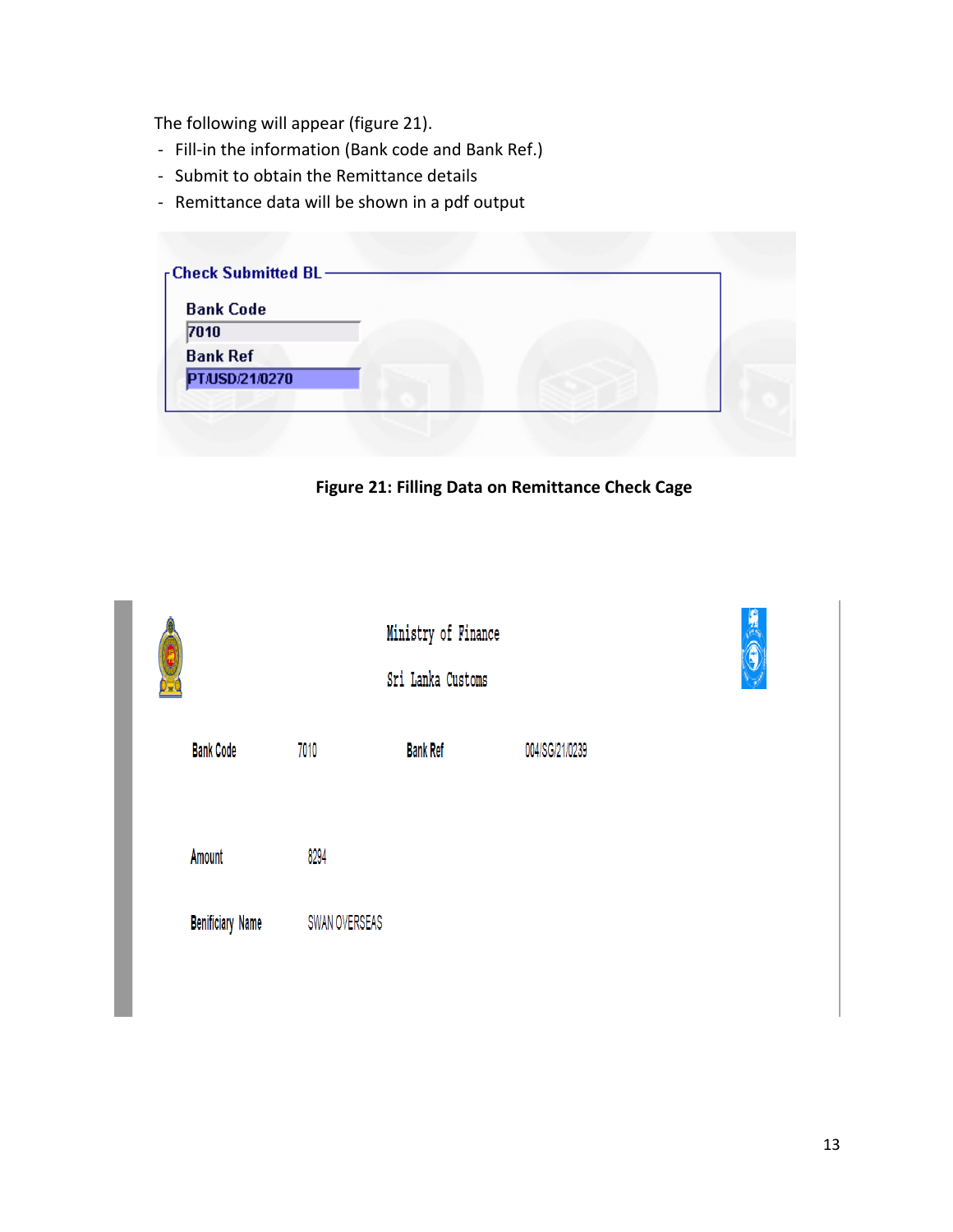The following will appear (figure 21).

- Fill-in the information (Bank code and Bank Ref.)
- Submit to obtain the Remittance details
- Remittance data will be shown in a pdf output

**Check Submitted BL**

Bank Code

7010

Bank Ref

PT/USD/21/0270

**Figure 21: Filling Data on Remittance Check Cage**

Ministry of Finance

Sri Lanka Customs

Bank Code 7010 Bank Ref 004/SG/21/0239

Amount 8294

Benificiary Name SWAN OVERSEAS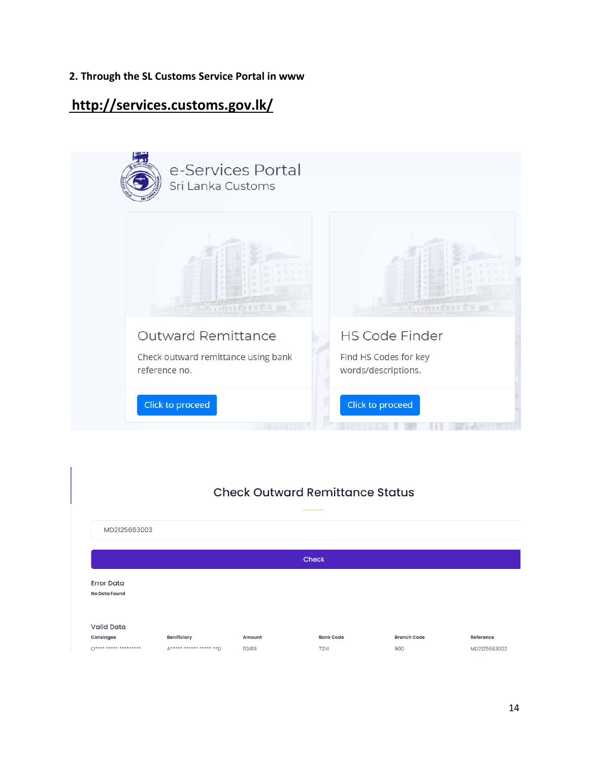**2. Through the SL Customs Service Portal in www**

**http://services.customs.gov.lk/**

e-Services Portal
Sri Lanka Customs

Outward Remittance

Check outward remittance using bank reference no.

Click to proceed

HS Code Finder

Find HS Codes for key words/descriptions.

Click to proceed

Check Outward Remittance Status

MD2125663003

Check

Error Data
No Data Found

Valid Data

| Consingee | Benificiary | Amount | Bank Code | Branch Code | Reference |
|---|---|---|---|---|---|
| O**** ***** ********* | A***** ****** ***** **D | 113419 | 7214 | 900 | MD2125663003 |